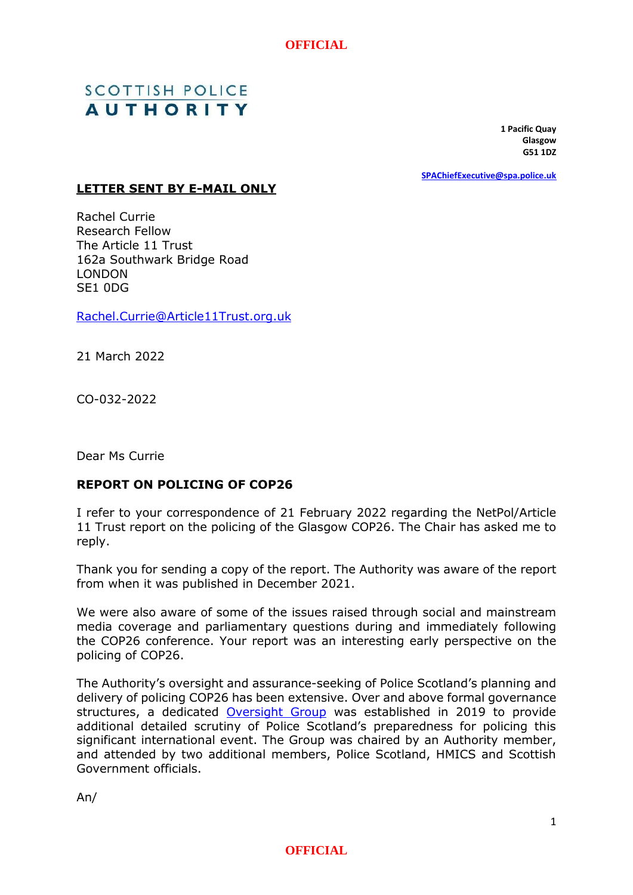SCOTTISH POLICE
AUTHORITY

1 Pacific Quay
Glasgow
G51 1DZ

SPAChiefExecutive@spa.police.uk

**LETTER SENT BY E-MAIL ONLY**

Rachel Currie
Research Fellow
The Article 11 Trust
162a Southwark Bridge Road
LONDON
SE1 0DG

Rachel.Currie@Article11Trust.org.uk

21 March 2022

CO-032-2022

Dear Ms Currie

**REPORT ON POLICING OF COP26**

I refer to your correspondence of 21 February 2022 regarding the NetPol/Article 11 Trust report on the policing of the Glasgow COP26. The Chair has asked me to reply.

Thank you for sending a copy of the report. The Authority was aware of the report from when it was published in December 2021.

We were also aware of some of the issues raised through social and mainstream media coverage and parliamentary questions during and immediately following the COP26 conference. Your report was an interesting early perspective on the policing of COP26.

The Authority's oversight and assurance-seeking of Police Scotland's planning and delivery of policing COP26 has been extensive. Over and above formal governance structures, a dedicated Oversight Group was established in 2019 to provide additional detailed scrutiny of Police Scotland's preparedness for policing this significant international event. The Group was chaired by an Authority member, and attended by two additional members, Police Scotland, HMICS and Scottish Government officials.

An/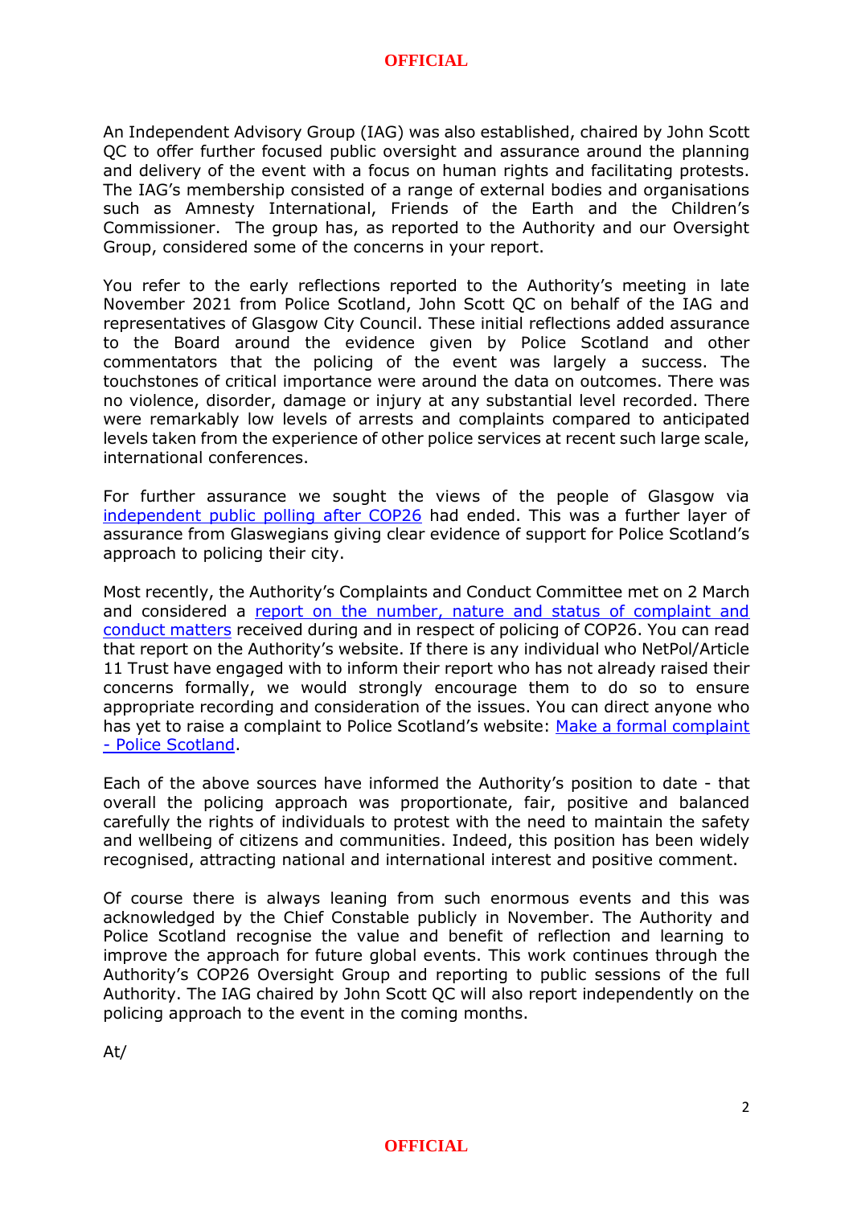An Independent Advisory Group (IAG) was also established, chaired by John Scott QC to offer further focused public oversight and assurance around the planning and delivery of the event with a focus on human rights and facilitating protests. The IAG's membership consisted of a range of external bodies and organisations such as Amnesty International, Friends of the Earth and the Children's Commissioner. The group has, as reported to the Authority and our Oversight Group, considered some of the concerns in your report.

You refer to the early reflections reported to the Authority's meeting in late November 2021 from Police Scotland, John Scott QC on behalf of the IAG and representatives of Glasgow City Council. These initial reflections added assurance to the Board around the evidence given by Police Scotland and other commentators that the policing of the event was largely a success. The touchstones of critical importance were around the data on outcomes. There was no violence, disorder, damage or injury at any substantial level recorded. There were remarkably low levels of arrests and complaints compared to anticipated levels taken from the experience of other police services at recent such large scale, international conferences.

For further assurance we sought the views of the people of Glasgow via [independent public polling after COP26]() had ended. This was a further layer of assurance from Glaswegians giving clear evidence of support for Police Scotland's approach to policing their city.

Most recently, the Authority's Complaints and Conduct Committee met on 2 March and considered a [report on the number, nature and status of complaint and conduct matters]() received during and in respect of policing of COP26. You can read that report on the Authority's website. If there is any individual who NetPol/Article 11 Trust have engaged with to inform their report who has not already raised their concerns formally, we would strongly encourage them to do so to ensure appropriate recording and consideration of the issues. You can direct anyone who has yet to raise a complaint to Police Scotland's website: [Make a formal complaint - Police Scotland]().

Each of the above sources have informed the Authority's position to date - that overall the policing approach was proportionate, fair, positive and balanced carefully the rights of individuals to protest with the need to maintain the safety and wellbeing of citizens and communities. Indeed, this position has been widely recognised, attracting national and international interest and positive comment.

Of course there is always leaning from such enormous events and this was acknowledged by the Chief Constable publicly in November. The Authority and Police Scotland recognise the value and benefit of reflection and learning to improve the approach for future global events. This work continues through the Authority's COP26 Oversight Group and reporting to public sessions of the full Authority. The IAG chaired by John Scott QC will also report independently on the policing approach to the event in the coming months.

At/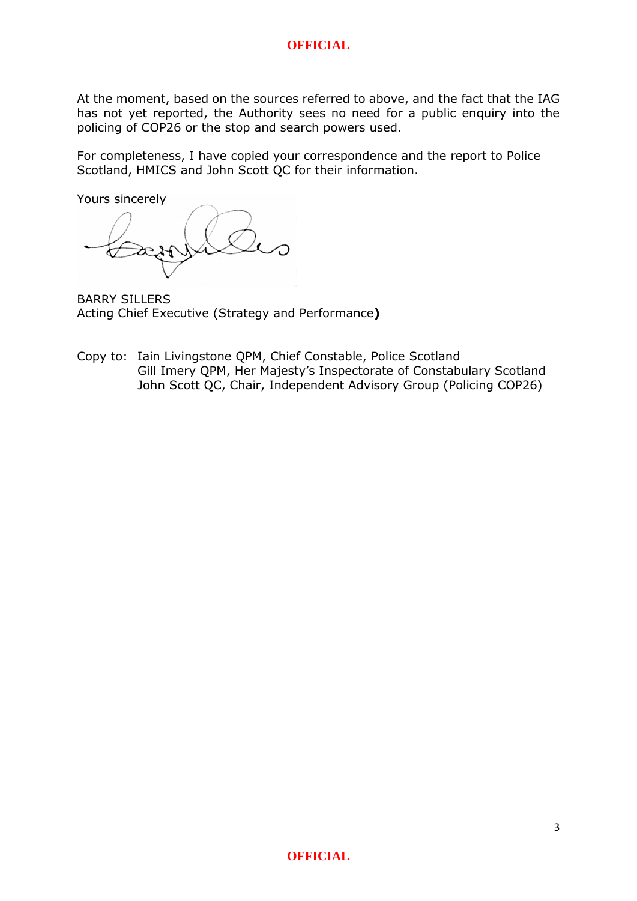At the moment, based on the sources referred to above, and the fact that the IAG has not yet reported, the Authority sees no need for a public enquiry into the policing of COP26 or the stop and search powers used.

For completeness, I have copied your correspondence and the report to Police Scotland, HMICS and John Scott QC for their information.

Yours sincerely

BARRY SILLERS
Acting Chief Executive (Strategy and Performance**)**

Copy to: Iain Livingstone QPM, Chief Constable, Police Scotland
Gill Imery QPM, Her Majesty's Inspectorate of Constabulary Scotland
John Scott QC, Chair, Independent Advisory Group (Policing COP26)